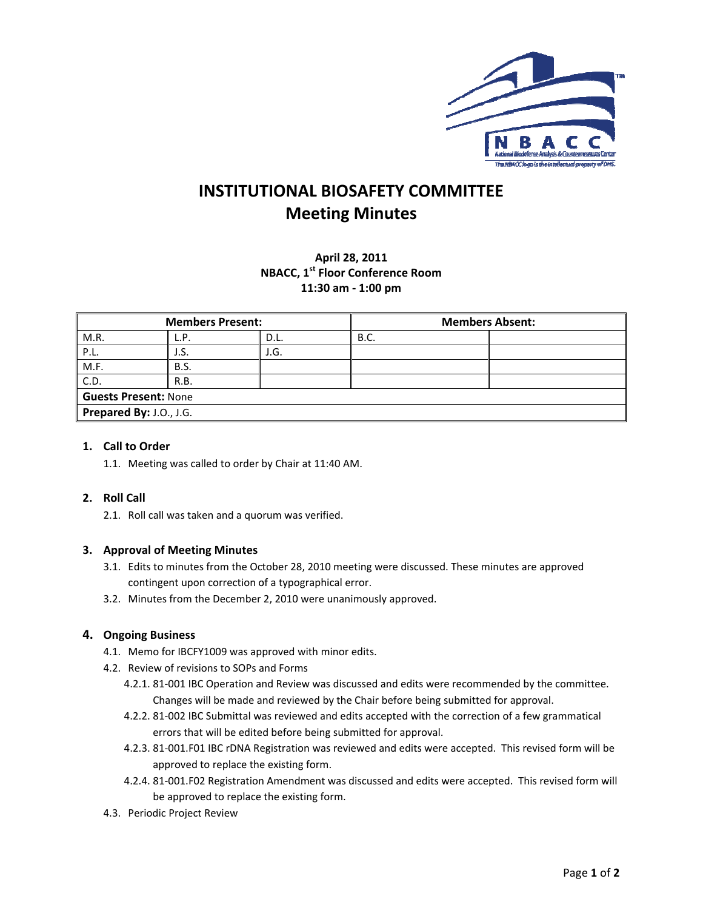# INSTITUTIONAL BIOSAFETY COMMITTEE
# Meeting Minutes

**April 28, 2011**
**NBACC, 1st Floor Conference Room**
**11:30 am - 1:00 pm**

| Members Present: | | | Members Absent: | |
|---|---|---|---|---|
| M.R. | L.P. | D.L. | B.C. | |
| P.L. | J.S. | J.G. | | |
| M.F. | B.S. | | | |
| C.D. | R.B. | | | |
| **Guests Present:** None | | | | |
| **Prepared By:** J.O., J.G. | | | | |

## 1. Call to Order

1.1. Meeting was called to order by Chair at 11:40 AM.

## 2. Roll Call

2.1. Roll call was taken and a quorum was verified.

## 3. Approval of Meeting Minutes

3.1. Edits to minutes from the October 28, 2010 meeting were discussed. These minutes are approved contingent upon correction of a typographical error.

3.2. Minutes from the December 2, 2010 were unanimously approved.

## 4. Ongoing Business

4.1. Memo for IBCFY1009 was approved with minor edits.

4.2. Review of revisions to SOPs and Forms

4.2.1. 81-001 IBC Operation and Review was discussed and edits were recommended by the committee. Changes will be made and reviewed by the Chair before being submitted for approval.

4.2.2. 81-002 IBC Submittal was reviewed and edits accepted with the correction of a few grammatical errors that will be edited before being submitted for approval.

4.2.3. 81-001.F01 IBC rDNA Registration was reviewed and edits were accepted. This revised form will be approved to replace the existing form.

4.2.4. 81-001.F02 Registration Amendment was discussed and edits were accepted. This revised form will be approved to replace the existing form.

4.3. Periodic Project Review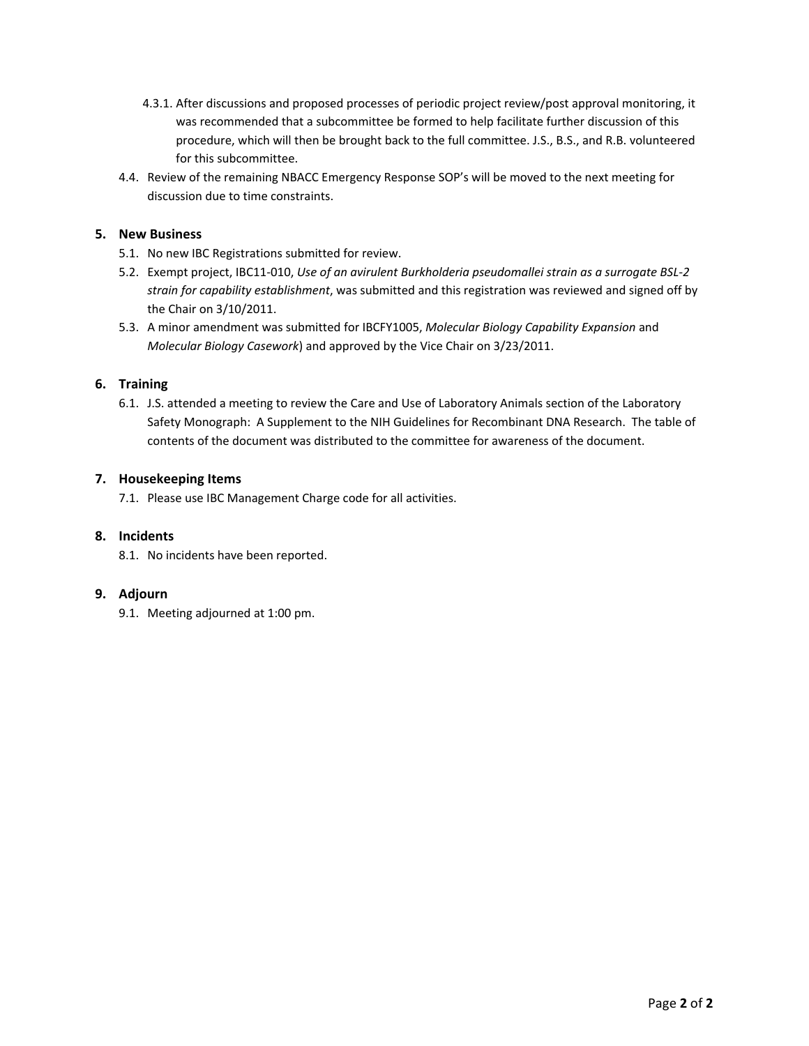4.3.1. After discussions and proposed processes of periodic project review/post approval monitoring, it was recommended that a subcommittee be formed to help facilitate further discussion of this procedure, which will then be brought back to the full committee. J.S., B.S., and R.B. volunteered for this subcommittee.

4.4. Review of the remaining NBACC Emergency Response SOP's will be moved to the next meeting for discussion due to time constraints.

## 5. New Business

5.1. No new IBC Registrations submitted for review.

5.2. Exempt project, IBC11-010, *Use of an avirulent Burkholderia pseudomallei strain as a surrogate BSL-2 strain for capability establishment*, was submitted and this registration was reviewed and signed off by the Chair on 3/10/2011.

5.3. A minor amendment was submitted for IBCFY1005, *Molecular Biology Capability Expansion* and *Molecular Biology Casework*) and approved by the Vice Chair on 3/23/2011.

## 6. Training

6.1. J.S. attended a meeting to review the Care and Use of Laboratory Animals section of the Laboratory Safety Monograph: A Supplement to the NIH Guidelines for Recombinant DNA Research. The table of contents of the document was distributed to the committee for awareness of the document.

## 7. Housekeeping Items

7.1. Please use IBC Management Charge code for all activities.

## 8. Incidents

8.1. No incidents have been reported.

## 9. Adjourn

9.1. Meeting adjourned at 1:00 pm.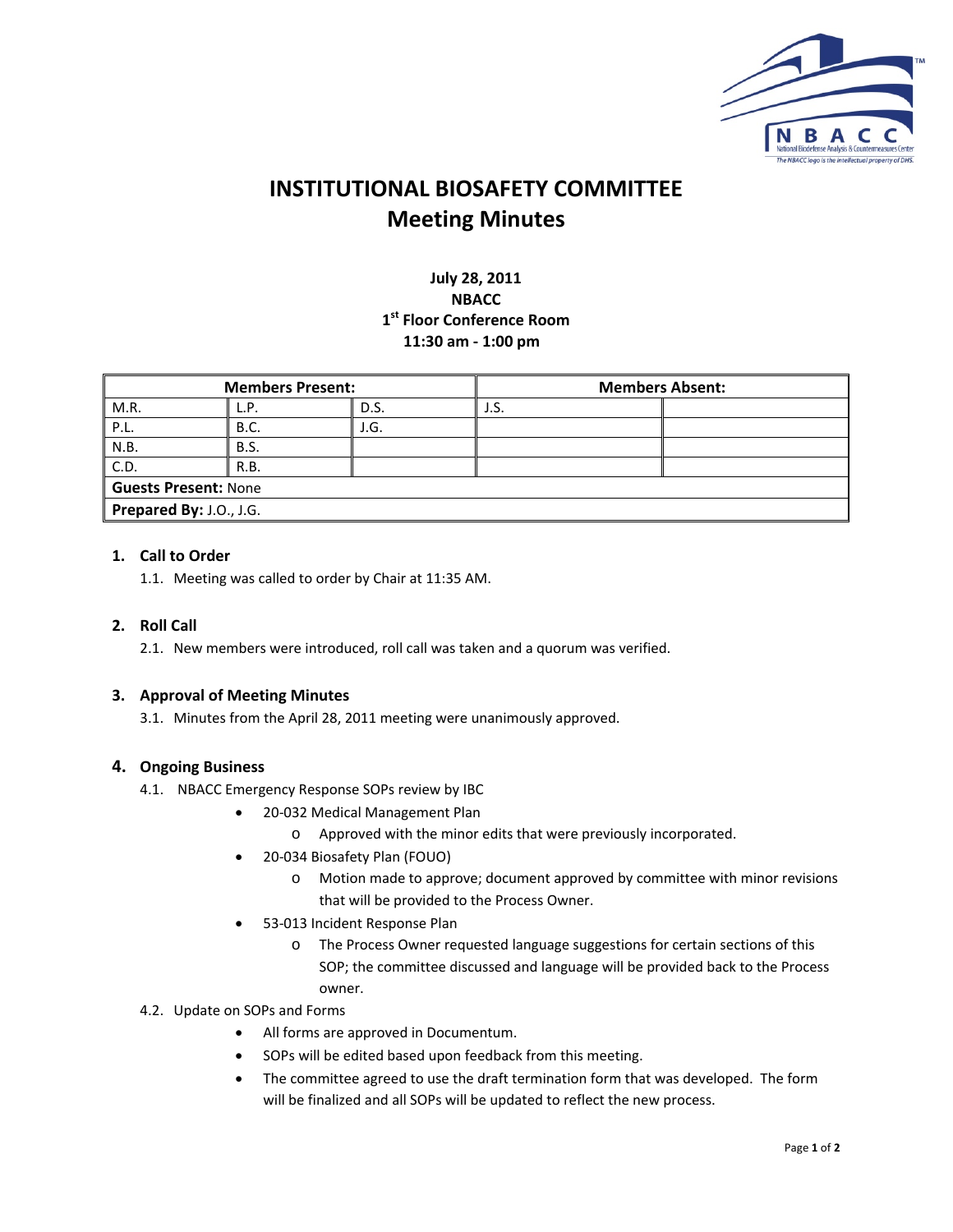# INSTITUTIONAL BIOSAFETY COMMITTEE
## Meeting Minutes

**July 28, 2011**
**NBACC**
**1st Floor Conference Room**
**11:30 am - 1:00 pm**

| Members Present: | | | Members Absent: | |
|---|---|---|---|---|
| M.R. | L.P. | D.S. | J.S. | |
| P.L. | B.C. | J.G. | | |
| N.B. | B.S. | | | |
| C.D. | R.B. | | | |
| **Guests Present:** None | | | | |
| **Prepared By:** J.O., J.G. | | | | |

### 1. Call to Order

1.1. Meeting was called to order by Chair at 11:35 AM.

### 2. Roll Call

2.1. New members were introduced, roll call was taken and a quorum was verified.

### 3. Approval of Meeting Minutes

3.1. Minutes from the April 28, 2011 meeting were unanimously approved.

### 4. Ongoing Business

4.1. NBACC Emergency Response SOPs review by IBC

- 20-032 Medical Management Plan
  - Approved with the minor edits that were previously incorporated.
- 20-034 Biosafety Plan (FOUO)
  - Motion made to approve; document approved by committee with minor revisions that will be provided to the Process Owner.
- 53-013 Incident Response Plan
  - The Process Owner requested language suggestions for certain sections of this SOP; the committee discussed and language will be provided back to the Process owner.

4.2. Update on SOPs and Forms

- All forms are approved in Documentum.
- SOPs will be edited based upon feedback from this meeting.
- The committee agreed to use the draft termination form that was developed. The form will be finalized and all SOPs will be updated to reflect the new process.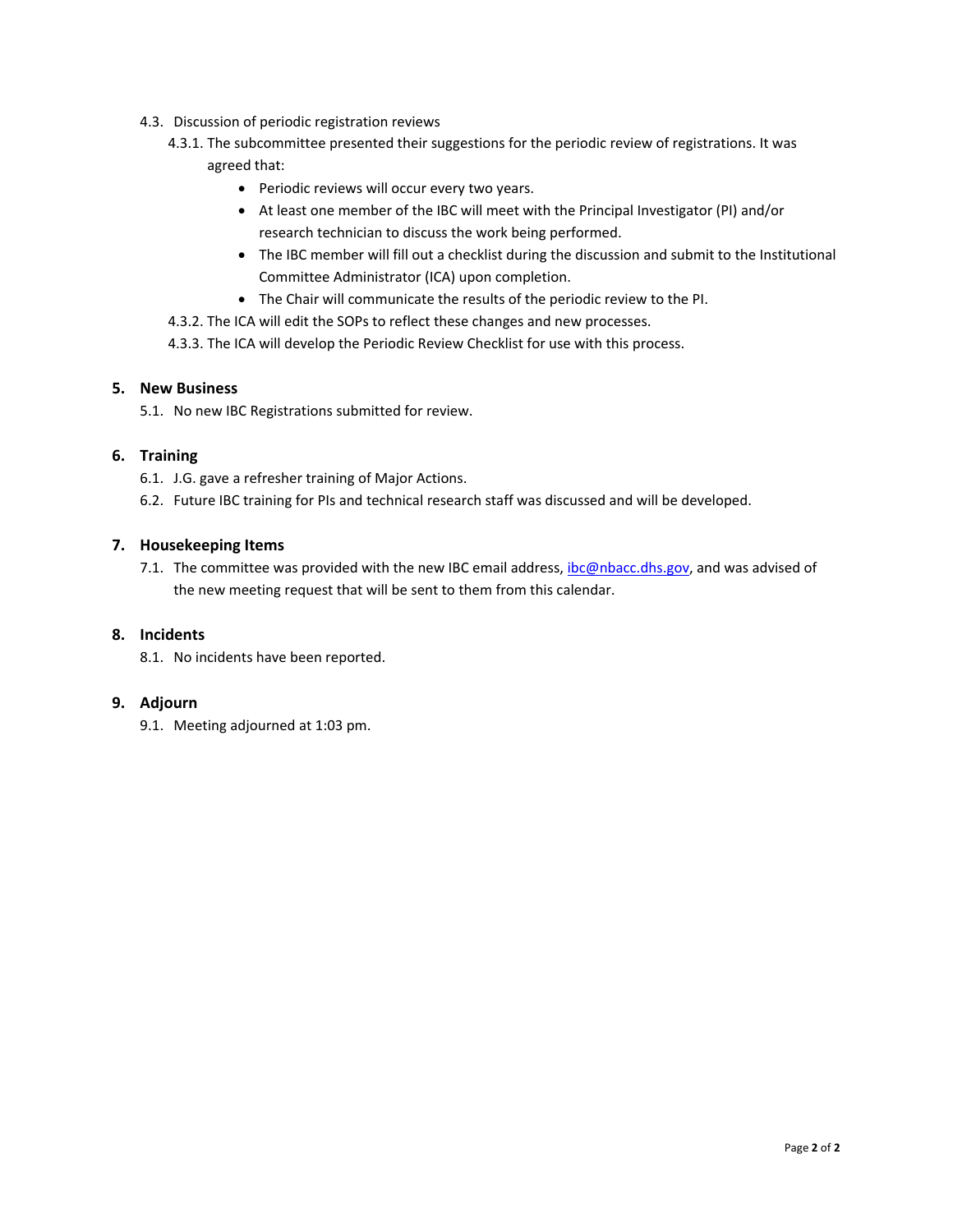4.3. Discussion of periodic registration reviews

4.3.1. The subcommittee presented their suggestions for the periodic review of registrations. It was agreed that:

- Periodic reviews will occur every two years.
- At least one member of the IBC will meet with the Principal Investigator (PI) and/or research technician to discuss the work being performed.
- The IBC member will fill out a checklist during the discussion and submit to the Institutional Committee Administrator (ICA) upon completion.
- The Chair will communicate the results of the periodic review to the PI.

4.3.2. The ICA will edit the SOPs to reflect these changes and new processes.

4.3.3. The ICA will develop the Periodic Review Checklist for use with this process.

## 5. New Business

5.1. No new IBC Registrations submitted for review.

## 6. Training

6.1. J.G. gave a refresher training of Major Actions.

6.2. Future IBC training for PIs and technical research staff was discussed and will be developed.

## 7. Housekeeping Items

7.1. The committee was provided with the new IBC email address, ibc@nbacc.dhs.gov, and was advised of the new meeting request that will be sent to them from this calendar.

## 8. Incidents

8.1. No incidents have been reported.

## 9. Adjourn

9.1. Meeting adjourned at 1:03 pm.